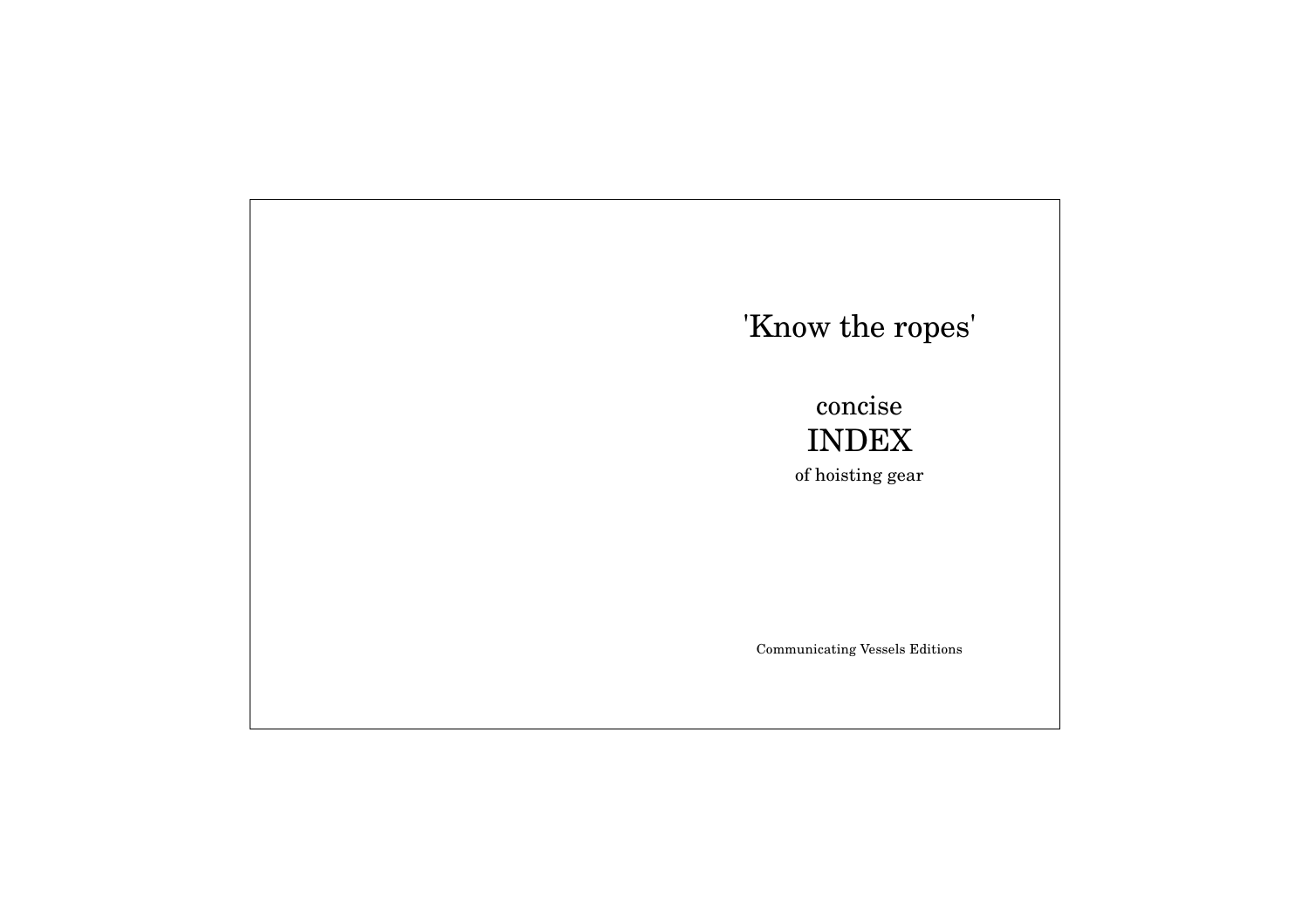# 'Know the ropes'

concise

## INDEX

of hoisting gear

Communicating Vessels Editions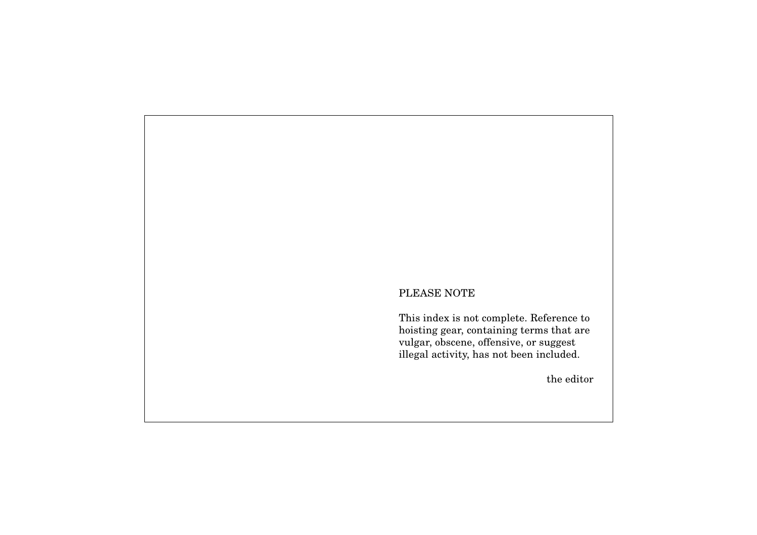PLEASE NOTE

This index is not complete. Reference to hoisting gear, containing terms that are vulgar, obscene, offensive, or suggest illegal activity, has not been included.

the editor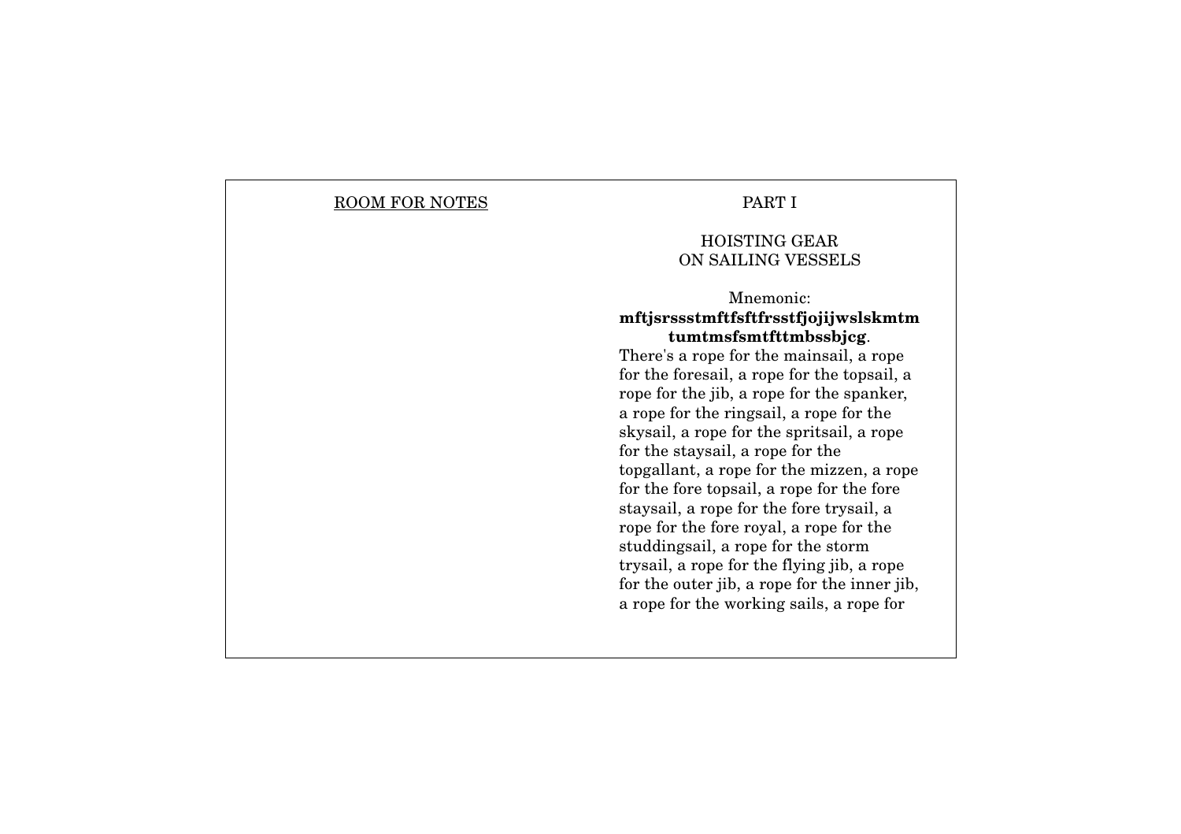<u>ROOM FOR NOTES</u>

PART I

## HOISTING GEAR ON SAILING VESSELS

Mnemonic:
**mftjsrssstmftfsftfrsstfjojijwslskmtmtumtmsfsmtfttmbssbjcg**.

There's a rope for the mainsail, a rope for the foresail, a rope for the topsail, a rope for the jib, a rope for the spanker, a rope for the ringsail, a rope for the skysail, a rope for the spritsail, a rope for the staysail, a rope for the topgallant, a rope for the mizzen, a rope for the fore topsail, a rope for the fore staysail, a rope for the fore trysail, a rope for the fore royal, a rope for the studdingsail, a rope for the storm trysail, a rope for the flying jib, a rope for the outer jib, a rope for the inner jib, a rope for the working sails, a rope for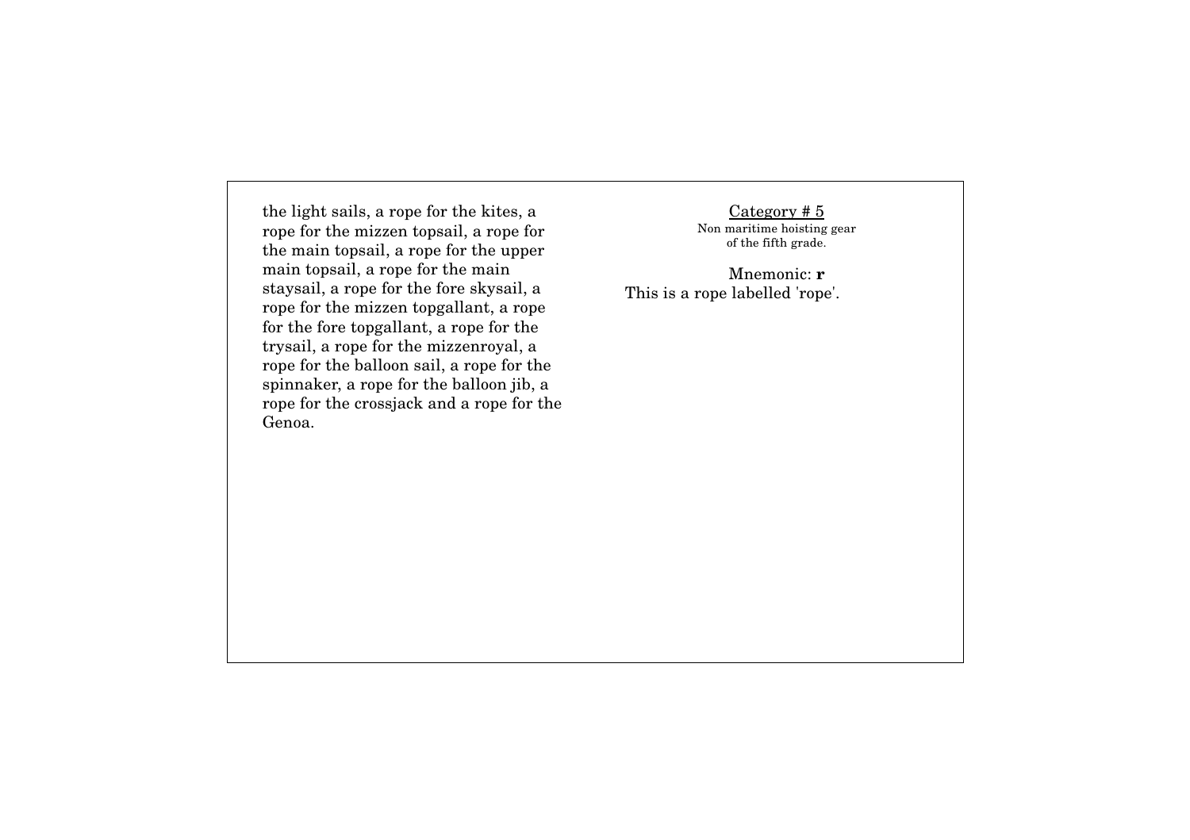the light sails, a rope for the kites, a rope for the mizzen topsail, a rope for the main topsail, a rope for the upper main topsail, a rope for the main staysail, a rope for the fore skysail, a rope for the mizzen topgallant, a rope for the fore topgallant, a rope for the trysail, a rope for the mizzenroyal, a rope for the balloon sail, a rope for the spinnaker, a rope for the balloon jib, a rope for the crossjack and a rope for the Genoa.

<u>Category # 5</u>

Non maritime hoisting gear of the fifth grade.

Mnemonic: **r**

This is a rope labelled 'rope'.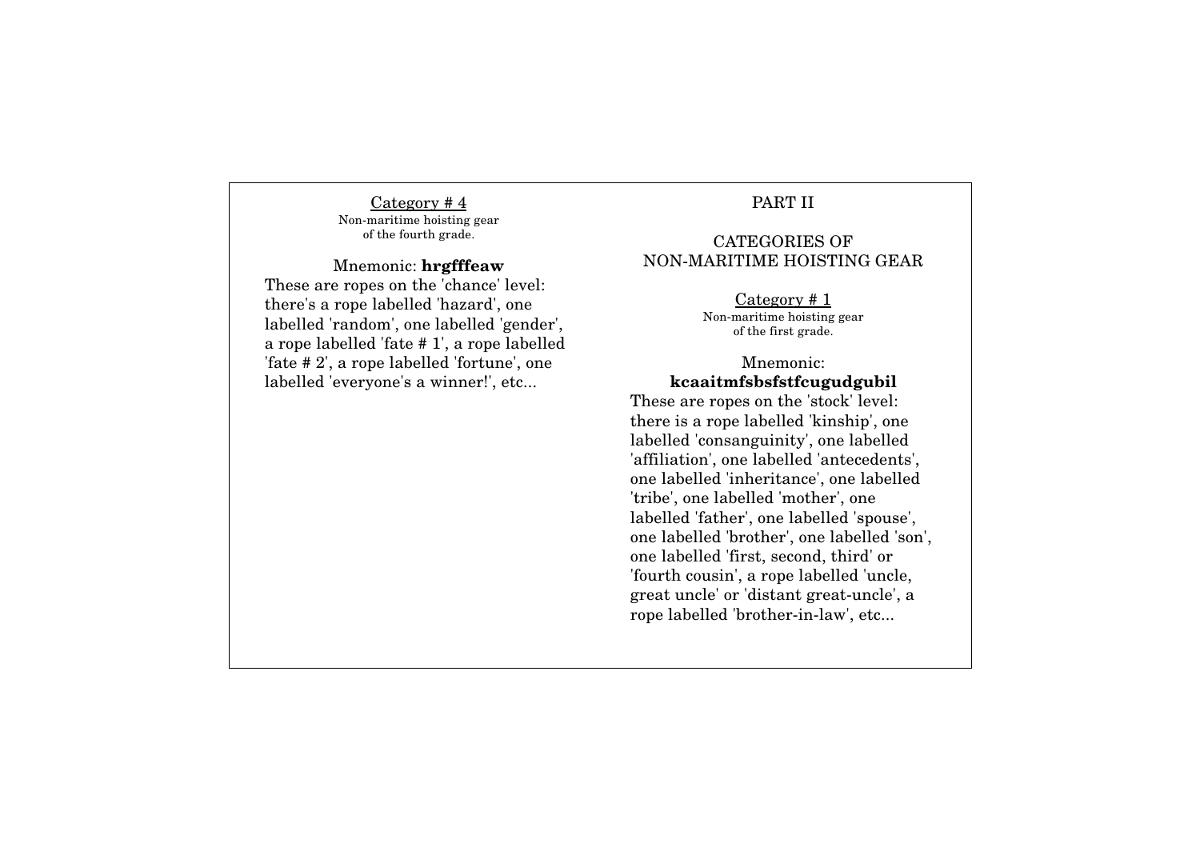### Category # 4

Non-maritime hoisting gear of the fourth grade.

Mnemonic: **hrgfffeaw**

These are ropes on the 'chance' level: there's a rope labelled 'hazard', one labelled 'random', one labelled 'gender', a rope labelled 'fate # 1', a rope labelled 'fate # 2', a rope labelled 'fortune', one labelled 'everyone's a winner!', etc...

# PART II

## CATEGORIES OF NON-MARITIME HOISTING GEAR

### Category # 1

Non-maritime hoisting gear of the first grade.

Mnemonic: **kcaaitmfsbsfstfcugudgubil**

These are ropes on the 'stock' level: there is a rope labelled 'kinship', one labelled 'consanguinity', one labelled 'affiliation', one labelled 'antecedents', one labelled 'inheritance', one labelled 'tribe', one labelled 'mother', one labelled 'father', one labelled 'spouse', one labelled 'brother', one labelled 'son', one labelled 'first, second, third' or 'fourth cousin', a rope labelled 'uncle, great uncle' or 'distant great-uncle', a rope labelled 'brother-in-law', etc...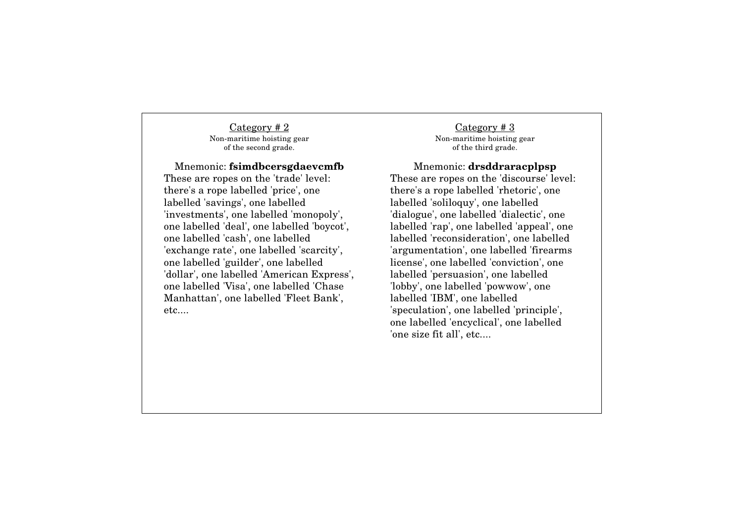## Category # 2

Non-maritime hoisting gear of the second grade.

Mnemonic: **fsimdbcersgdaevcmfb**

These are ropes on the 'trade' level: there's a rope labelled 'price', one labelled 'savings', one labelled 'investments', one labelled 'monopoly', one labelled 'deal', one labelled 'boycot', one labelled 'cash', one labelled 'exchange rate', one labelled 'scarcity', one labelled 'guilder', one labelled 'dollar', one labelled 'American Express', one labelled 'Visa', one labelled 'Chase Manhattan', one labelled 'Fleet Bank', etc....

## Category # 3

Non-maritime hoisting gear of the third grade.

Mnemonic: **drsddraracplpsp**

These are ropes on the 'discourse' level: there's a rope labelled 'rhetoric', one labelled 'soliloquy', one labelled 'dialogue', one labelled 'dialectic', one labelled 'rap', one labelled 'appeal', one labelled 'reconsideration', one labelled 'argumentation', one labelled 'firearms license', one labelled 'conviction', one labelled 'persuasion', one labelled 'lobby', one labelled 'powwow', one labelled 'IBM', one labelled 'speculation', one labelled 'principle', one labelled 'encyclical', one labelled 'one size fit all', etc....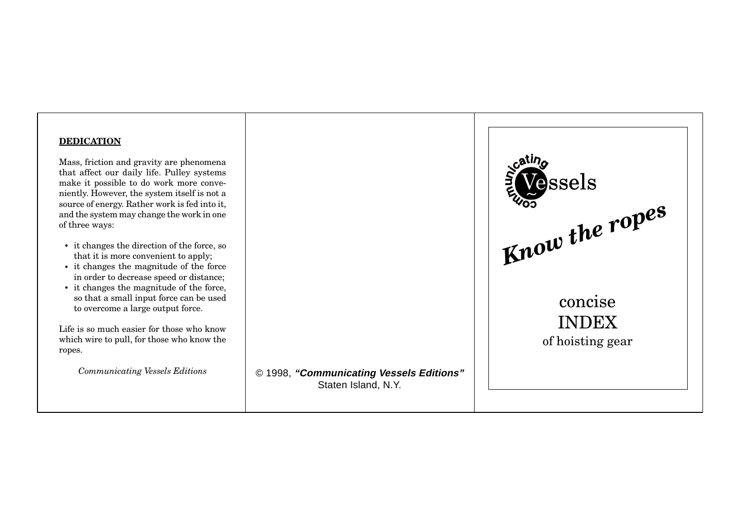## DEDICATION

Mass, friction and gravity are phenomena that affect our daily life. Pulley systems make it possible to do work more conveniently. However, the system itself is not a source of energy. Rather work is fed into it, and the system may change the work in one of three ways:

- it changes the direction of the force, so that it is more convenient to apply;
- it changes the magnitude of the force in order to decrease speed or distance;
- it changes the magnitude of the force, so that a small input force can be used to overcome a large output force.

Life is so much easier for those who know which wire to pull, for those who know the ropes.

*Communicating Vessels Editions*

© 1998, ***"Communicating Vessels Editions"***
Staten Island, N.Y.

communicating Vessels

***Know the ropes***

concise
INDEX
of hoisting gear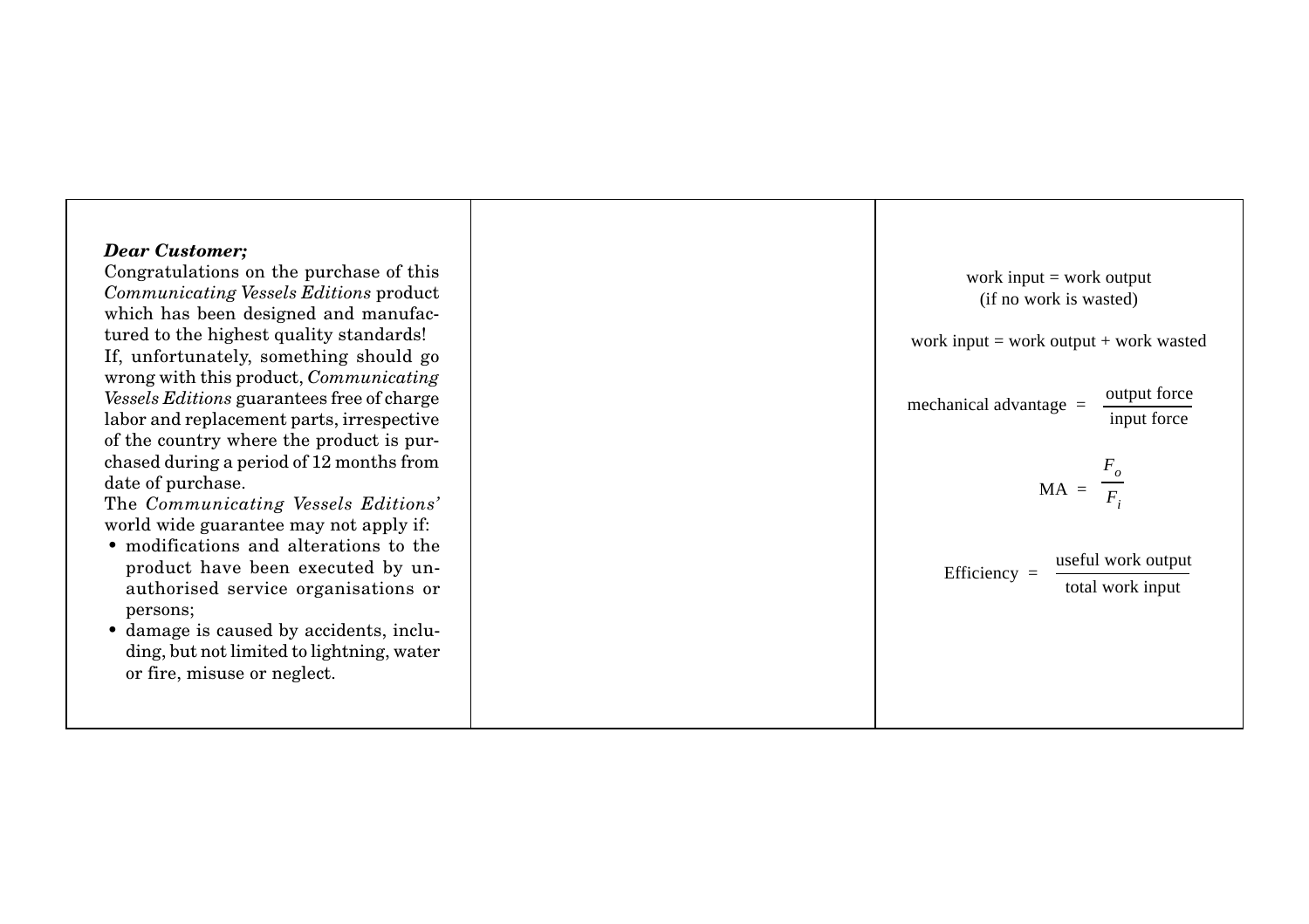***Dear Customer;***

Congratulations on the purchase of this *Communicating Vessels Editions* product which has been designed and manufactured to the highest quality standards!

If, unfortunately, something should go wrong with this product, *Communicating Vessels Editions* guarantees free of charge labor and replacement parts, irrespective of the country where the product is purchased during a period of 12 months from date of purchase.

The *Communicating Vessels Editions'* world wide guarantee may not apply if:

- modifications and alterations to the product have been executed by unauthorised service organisations or persons;
- damage is caused by accidents, including, but not limited to lightning, water or fire, misuse or neglect.

work input = work output
(if no work is wasted)

work input = work output + work wasted

$$\text{mechanical advantage} = \frac{\text{output force}}{\text{input force}}$$

$$\text{MA} = \frac{F_o}{F_i}$$

$$\text{Efficiency} = \frac{\text{useful work output}}{\text{total work input}}$$